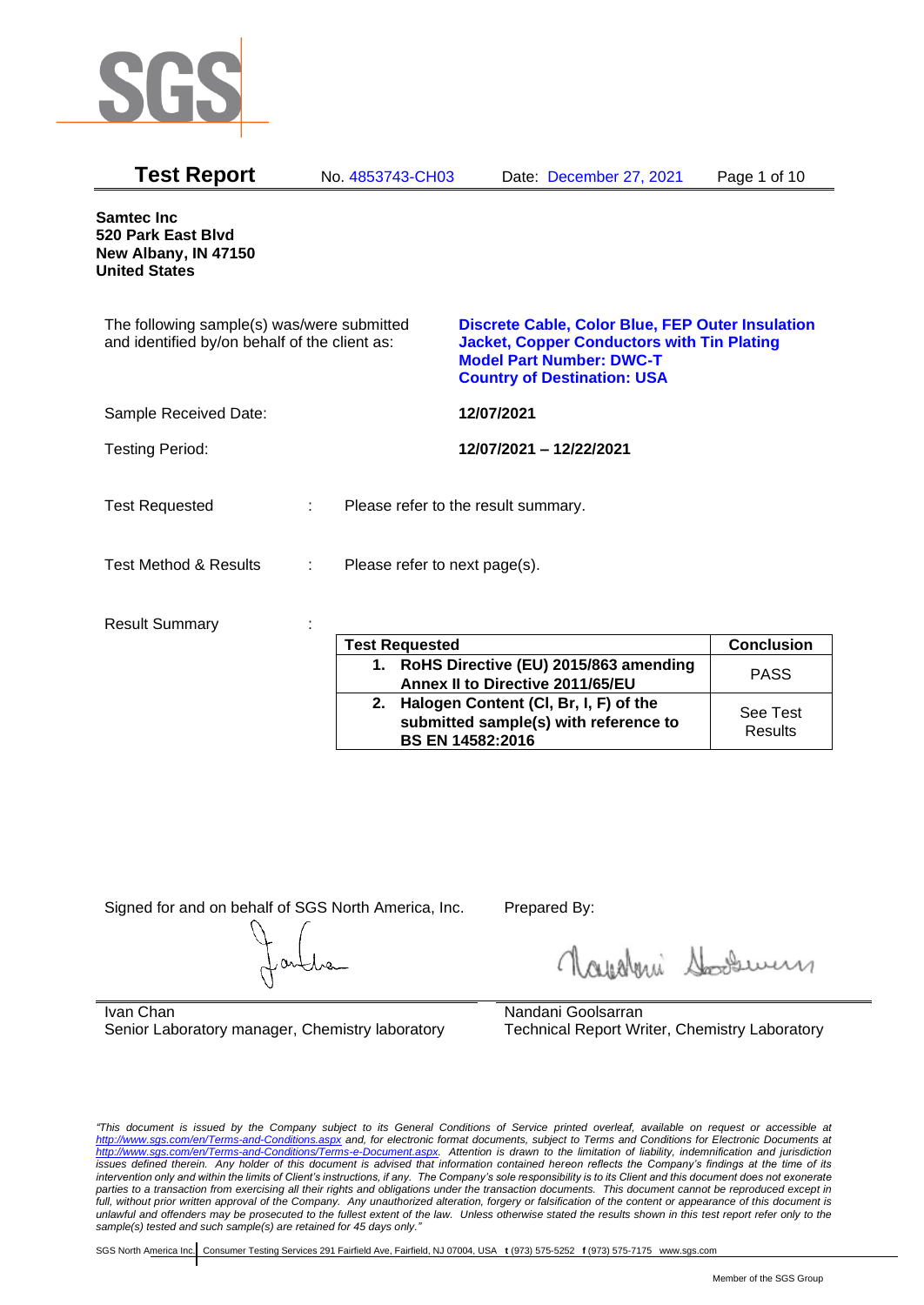# Test Report

No. 4853743-CH03 Date: December 27, 2021

**Samtec Inc**
**520 Park East Blvd**
**New Albany, IN 47150**
**United States**

The following sample(s) was/were submitted and identified by/on behalf of the client as:

**Discrete Cable, Color Blue, FEP Outer Insulation Jacket, Copper Conductors with Tin Plating**
**Model Part Number: DWC-T**
**Country of Destination: USA**

Sample Received Date: **12/07/2021**

Testing Period: **12/07/2021 – 12/22/2021**

Test Requested : Please refer to the result summary.

Test Method & Results : Please refer to next page(s).

Result Summary :

| Test Requested | Conclusion |
|---|---|
| **1. RoHS Directive (EU) 2015/863 amending Annex II to Directive 2011/65/EU** | PASS |
| **2. Halogen Content (Cl, Br, I, F) of the submitted sample(s) with reference to BS EN 14582:2016** | See Test Results |

Signed for and on behalf of SGS North America, Inc.

Ivan Chan
Senior Laboratory manager, Chemistry laboratory

Prepared By:

Nandani Goolsarran
Technical Report Writer, Chemistry Laboratory

*"This document is issued by the Company subject to its General Conditions of Service printed overleaf, available on request or accessible at http://www.sgs.com/en/Terms-and-Conditions.aspx and, for electronic format documents, subject to Terms and Conditions for Electronic Documents at http://www.sgs.com/en/Terms-and-Conditions/Terms-e-Document.aspx. Attention is drawn to the limitation of liability, indemnification and jurisdiction issues defined therein. Any holder of this document is advised that information contained hereon reflects the Company's findings at the time of its intervention only and within the limits of Client's instructions, if any. The Company's sole responsibility is to its Client and this document does not exonerate parties to a transaction from exercising all their rights and obligations under the transaction documents. This document cannot be reproduced except in full, without prior written approval of the Company. Any unauthorized alteration, forgery or falsification of the content or appearance of this document is unlawful and offenders may be prosecuted to the fullest extent of the law. Unless otherwise stated the results shown in this test report refer only to the sample(s) tested and such sample(s) are retained for 45 days only."*

SGS North America Inc. Consumer Testing Services 291 Fairfield Ave, Fairfield, NJ 07004, USA t (973) 575-5252 f (973) 575-7175 www.sgs.com

Member of the SGS Group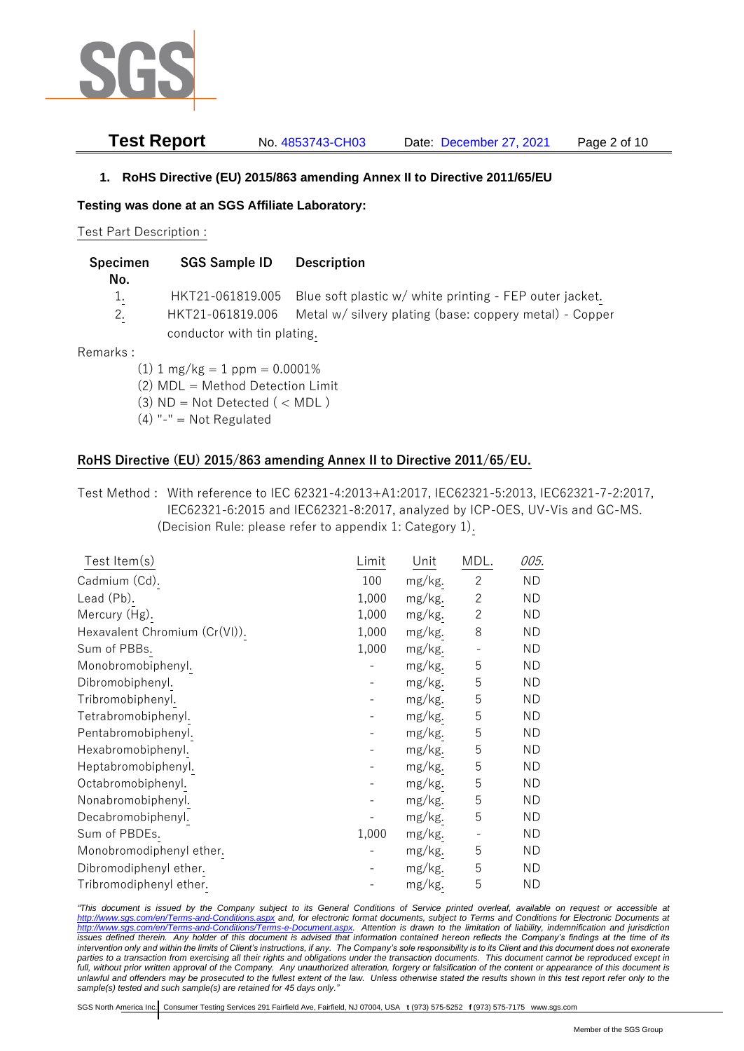## 1. RoHS Directive (EU) 2015/863 amending Annex II to Directive 2011/65/EU

**Testing was done at an SGS Affiliate Laboratory:**

Test Part Description :

| Specimen No. | SGS Sample ID | Description |
|---|---|---|
| 1. | HKT21-061819.005 | Blue soft plastic w/ white printing - FEP outer jacket. |
| 2. | HKT21-061819.006 | Metal w/ silvery plating (base: coppery metal) - Copper conductor with tin plating. |

Remarks :

(1) 1 mg/kg = 1 ppm = 0.0001%
(2) MDL = Method Detection Limit
(3) ND = Not Detected ( < MDL )
(4) "-" = Not Regulated

### RoHS Directive (EU) 2015/863 amending Annex II to Directive 2011/65/EU.

Test Method : With reference to IEC 62321-4:2013+A1:2017, IEC62321-5:2013, IEC62321-7-2:2017, IEC62321-6:2015 and IEC62321-8:2017, analyzed by ICP-OES, UV-Vis and GC-MS. (Decision Rule: please refer to appendix 1: Category 1).

| Test Item(s) | Limit | Unit | MDL. | *005.* |
|---|---|---|---|---|
| Cadmium (Cd). | 100 | mg/kg. | 2 | ND |
| Lead (Pb). | 1,000 | mg/kg. | 2 | ND |
| Mercury (Hg). | 1,000 | mg/kg. | 2 | ND |
| Hexavalent Chromium (Cr(VI)). | 1,000 | mg/kg. | 8 | ND |
| Sum of PBBs. | 1,000 | mg/kg. | - | ND |
| Monobromobiphenyl. | - | mg/kg. | 5 | ND |
| Dibromobiphenyl. | - | mg/kg. | 5 | ND |
| Tribromobiphenyl. | - | mg/kg. | 5 | ND |
| Tetrabromobiphenyl. | - | mg/kg. | 5 | ND |
| Pentabromobiphenyl. | - | mg/kg. | 5 | ND |
| Hexabromobiphenyl. | - | mg/kg. | 5 | ND |
| Heptabromobiphenyl. | - | mg/kg. | 5 | ND |
| Octabromobiphenyl. | - | mg/kg. | 5 | ND |
| Nonabromobiphenyl. | - | mg/kg. | 5 | ND |
| Decabromobiphenyl. | - | mg/kg. | 5 | ND |
| Sum of PBDEs. | 1,000 | mg/kg. | - | ND |
| Monobromodiphenyl ether. | - | mg/kg. | 5 | ND |
| Dibromodiphenyl ether. | - | mg/kg. | 5 | ND |
| Tribromodiphenyl ether. | - | mg/kg. | 5 | ND |

*"This document is issued by the Company subject to its General Conditions of Service printed overleaf, available on request or accessible at http://www.sgs.com/en/Terms-and-Conditions.aspx and, for electronic format documents, subject to Terms and Conditions for Electronic Documents at http://www.sgs.com/en/Terms-and-Conditions/Terms-e-Document.aspx. Attention is drawn to the limitation of liability, indemnification and jurisdiction issues defined therein. Any holder of this document is advised that information contained hereon reflects the Company's findings at the time of its intervention only and within the limits of Client's instructions, if any. The Company's sole responsibility is to its Client and this document does not exonerate parties to a transaction from exercising all their rights and obligations under the transaction documents. This document cannot be reproduced except in full, without prior written approval of the Company. Any unauthorized alteration, forgery or falsification of the content or appearance of this document is unlawful and offenders may be prosecuted to the fullest extent of the law. Unless otherwise stated the results shown in this test report refer only to the sample(s) tested and such sample(s) are retained for 45 days only."*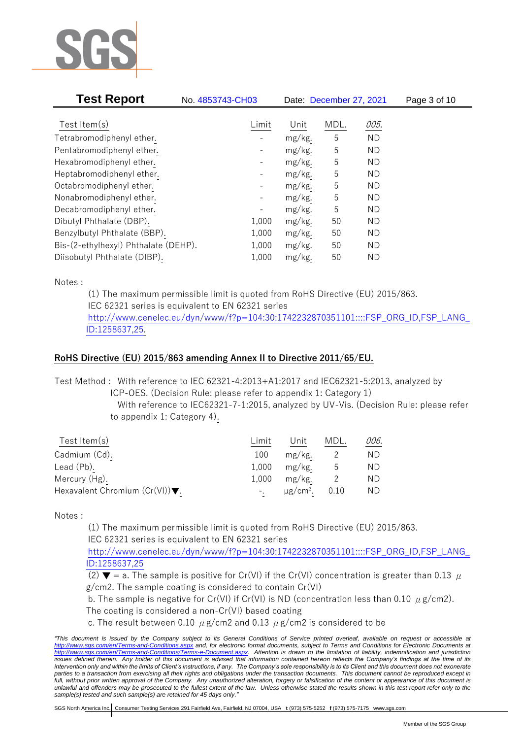| Test Item(s) | Limit | Unit | MDL. | 005. |
|---|---|---|---|---|
| Tetrabromodiphenyl ether. | - | mg/kg. | 5 | ND |
| Pentabromodiphenyl ether. | - | mg/kg. | 5 | ND |
| Hexabromodiphenyl ether. | - | mg/kg. | 5 | ND |
| Heptabromodiphenyl ether. | - | mg/kg. | 5 | ND |
| Octabromodiphenyl ether. | - | mg/kg. | 5 | ND |
| Nonabromodiphenyl ether. | - | mg/kg. | 5 | ND |
| Decabromodiphenyl ether. | - | mg/kg. | 5 | ND |
| Dibutyl Phthalate (DBP). | 1,000 | mg/kg. | 50 | ND |
| Benzylbutyl Phthalate (BBP). | 1,000 | mg/kg. | 50 | ND |
| Bis-(2-ethylhexyl) Phthalate (DEHP). | 1,000 | mg/kg. | 50 | ND |
| Diisobutyl Phthalate (DIBP). | 1,000 | mg/kg. | 50 | ND |

Notes :

(1) The maximum permissible limit is quoted from RoHS Directive (EU) 2015/863.
IEC 62321 series is equivalent to EN 62321 series
http://www.cenelec.eu/dyn/www/f?p=104:30:1742232870351101::::FSP_ORG_ID,FSP_LANG_ID:1258637,25.

## RoHS Directive (EU) 2015/863 amending Annex II to Directive 2011/65/EU.

Test Method : With reference to IEC 62321-4:2013+A1:2017 and IEC62321-5:2013, analyzed by ICP-OES. (Decision Rule: please refer to appendix 1: Category 1)
With reference to IEC62321-7-1:2015, analyzed by UV-Vis. (Decision Rule: please refer to appendix 1: Category 4).

| Test Item(s) | Limit | Unit | MDL. | 006. |
|---|---|---|---|---|
| Cadmium (Cd). | 100 | mg/kg. | 2 | ND |
| Lead (Pb). | 1,000 | mg/kg. | 5 | ND |
| Mercury (Hg). | 1,000 | mg/kg. | 2 | ND |
| Hexavalent Chromium (Cr(VI))▼. | -. | μg/cm². | 0.10 | ND |

Notes :

(1) The maximum permissible limit is quoted from RoHS Directive (EU) 2015/863.
IEC 62321 series is equivalent to EN 62321 series
http://www.cenelec.eu/dyn/www/f?p=104:30:1742232870351101::::FSP_ORG_ID,FSP_LANG_ID:1258637,25

(2) ▼ = a. The sample is positive for Cr(VI) if the Cr(VI) concentration is greater than 0.13 μg/cm2. The sample coating is considered to contain Cr(VI)
b. The sample is negative for Cr(VI) if Cr(VI) is ND (concentration less than 0.10 μg/cm2). The coating is considered a non-Cr(VI) based coating
c. The result between 0.10 μg/cm2 and 0.13 μg/cm2 is considered to be

*"This document is issued by the Company subject to its General Conditions of Service printed overleaf, available on request or accessible at http://www.sgs.com/en/Terms-and-Conditions.aspx and, for electronic format documents, subject to Terms and Conditions for Electronic Documents at http://www.sgs.com/en/Terms-and-Conditions/Terms-e-Document.aspx. Attention is drawn to the limitation of liability, indemnification and jurisdiction issues defined therein. Any holder of this document is advised that information contained hereon reflects the Company's findings at the time of its intervention only and within the limits of Client's instructions, if any. The Company's sole responsibility is to its Client and this document does not exonerate parties to a transaction from exercising all their rights and obligations under the transaction documents. This document cannot be reproduced except in full, without prior written approval of the Company. Any unauthorized alteration, forgery or falsification of the content or appearance of this document is unlawful and offenders may be prosecuted to the fullest extent of the law. Unless otherwise stated the results shown in this test report refer only to the sample(s) tested and such sample(s) are retained for 45 days only."*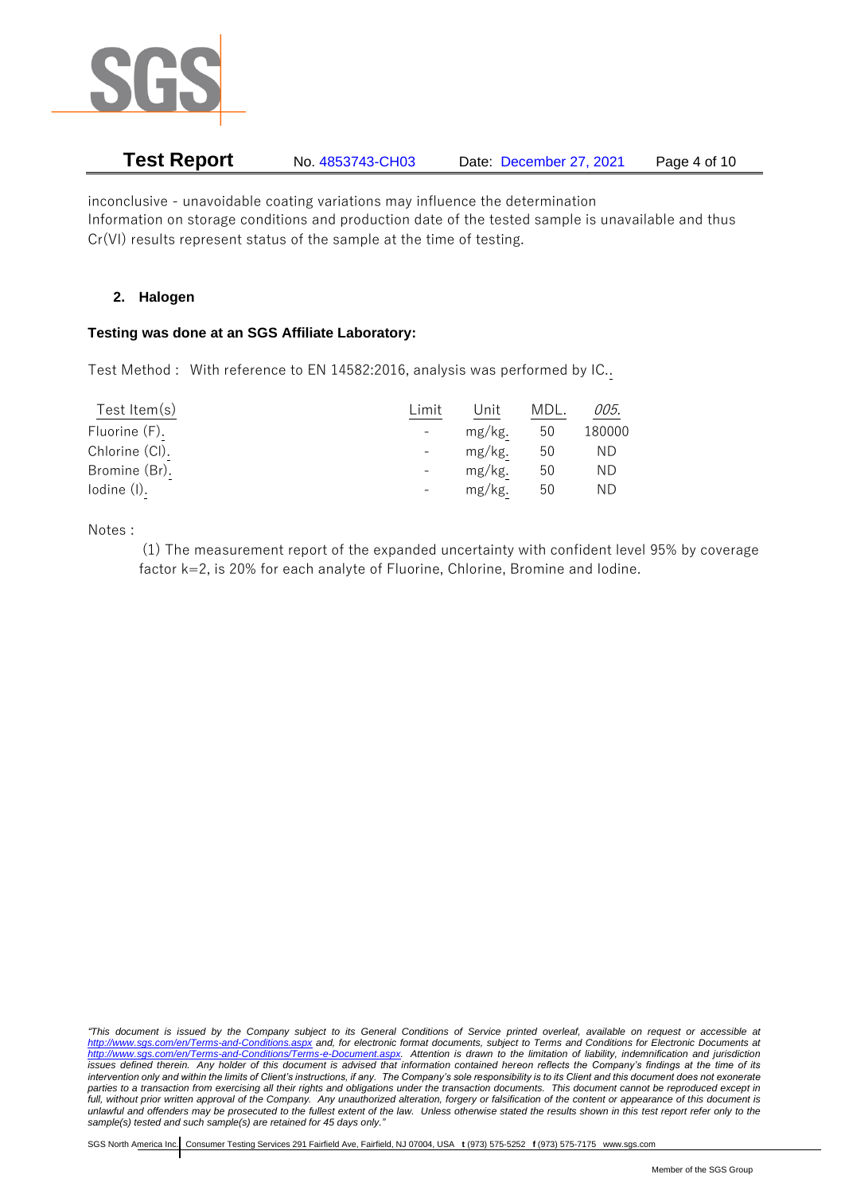inconclusive - unavoidable coating variations may influence the determination
Information on storage conditions and production date of the tested sample is unavailable and thus Cr(VI) results represent status of the sample at the time of testing.

**2. Halogen**

**Testing was done at an SGS Affiliate Laboratory:**

Test Method : With reference to EN 14582:2016, analysis was performed by IC..

| Test Item(s) | Limit | Unit | MDL. | *005.* |
|---|---|---|---|---|
| Fluorine (F). | - | mg/kg. | 50 | 180000 |
| Chlorine (Cl). | - | mg/kg. | 50 | ND |
| Bromine (Br). | - | mg/kg. | 50 | ND |
| Iodine (I). | - | mg/kg. | 50 | ND |

Notes :

(1) The measurement report of the expanded uncertainty with confident level 95% by coverage factor k=2, is 20% for each analyte of Fluorine, Chlorine, Bromine and Iodine.

*"This document is issued by the Company subject to its General Conditions of Service printed overleaf, available on request or accessible at http://www.sgs.com/en/Terms-and-Conditions.aspx and, for electronic format documents, subject to Terms and Conditions for Electronic Documents at http://www.sgs.com/en/Terms-and-Conditions/Terms-e-Document.aspx. Attention is drawn to the limitation of liability, indemnification and jurisdiction issues defined therein. Any holder of this document is advised that information contained hereon reflects the Company's findings at the time of its intervention only and within the limits of Client's instructions, if any. The Company's sole responsibility is to its Client and this document does not exonerate parties to a transaction from exercising all their rights and obligations under the transaction documents. This document cannot be reproduced except in full, without prior written approval of the Company. Any unauthorized alteration, forgery or falsification of the content or appearance of this document is unlawful and offenders may be prosecuted to the fullest extent of the law. Unless otherwise stated the results shown in this test report refer only to the sample(s) tested and such sample(s) are retained for 45 days only."*

SGS North America Inc. | Consumer Testing Services 291 Fairfield Ave, Fairfield, NJ 07004, USA **t** (973) 575-5252 **f** (973) 575-7175 www.sgs.com

Member of the SGS Group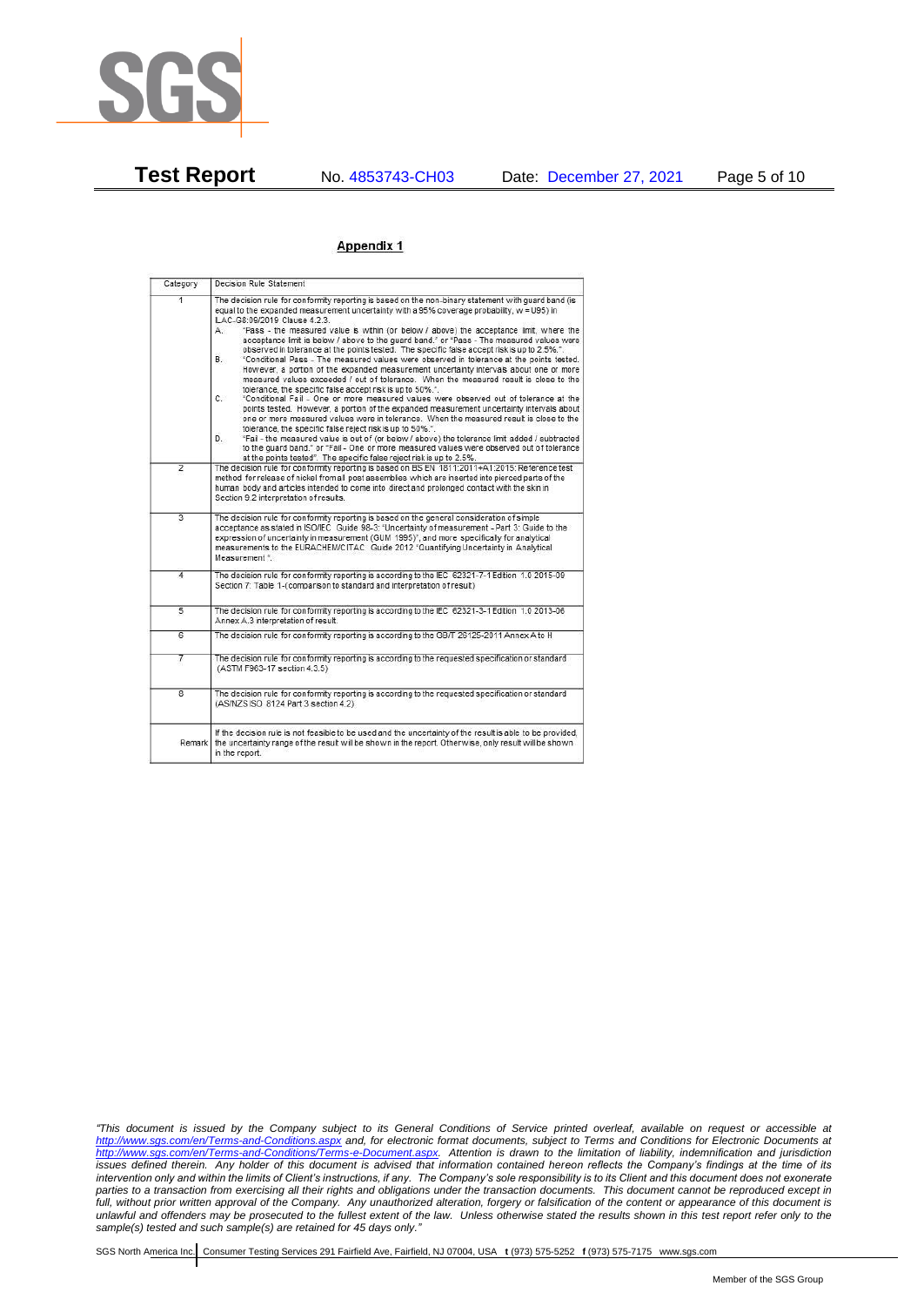## Appendix 1

| Category | Decision Rule Statement |
|---|---|
| 1 | The decision rule for conformity reporting is based on the non-binary statement with guard band (is equal to the expanded measurement uncertainty with a 95% coverage probability, w = U95) in ILAC-G8:09/2019 Clause 4.2.3.<br>A. "Pass - the measured value is within (or below / above) the acceptance limit, where the acceptance limit is below / above to the guard band." or "Pass - The measured values were observed in tolerance at the points tested. The specific false accept risk is up to 2.5%.".<br>B. "Conditional Pass - The measured values were observed in tolerance at the points tested. However, a portion of the expanded measurement uncertainty intervals about one or more measured values exceeded / out of tolerance. When the measured result is close to the tolerance, the specific false accept risk is up to 50%.".<br>C. "Conditional Fail - One or more measured values were observed out of tolerance at the points tested. However, a portion of the expanded measurement uncertainty intervals about one or more measured values were in tolerance. When the measured result is close to the tolerance, the specific false reject risk is up to 50%.".<br>D. "Fail - the measured value is out of (or below / above) the tolerance limit added / subtracted to the guard band." or "Fail - One or more measured values were observed out of tolerance at the points tested". The specific false reject risk is up to 2.5%. |
| 2 | The decision rule for conformity reporting is based on BS EN 1811:2011+A1:2015: Reference test method for release of nickel from all post assemblies which are inserted into pierced parts of the human body and articles intended to come into direct and prolonged contact with the skin in Section 9.2 interpretation of results. |
| 3 | The decision rule for conformity reporting is based on the general consideration of simple acceptance as stated in ISO/IEC Guide 98-3: "Uncertainty of measurement - Part 3: Guide to the expression of uncertainty in measurement (GUM 1995)", and more specifically for analytical measurements to the EURACHEM/CITAC Guide 2012 "Quantifying Uncertainty in Analytical Measurement ". |
| 4 | The decision rule for conformity reporting is according to the IEC 62321-7-1 Edition 1.0 2015-09 Section 7: Table 1-(comparison to standard and interpretation of result) |
| 5 | The decision rule for conformity reporting is according to the IEC 62321-3-1 Edition 1.0 2013-06 Annex A.3 interpretation of result. |
| 6 | The decision rule for conformity reporting is according to the GB/T 26125-2011 Annex A to H |
| 7 | The decision rule for conformity reporting is according to the requested specification or standard (ASTM F963-17 section 4.3.5) |
| 8 | The decision rule for conformity reporting is according to the requested specification or standard (AS/NZS ISO 8124 Part 3 section 4.2) |
| Remark | If the decision rule is not feasible to be used and the uncertainty of the result is able to be provided, the uncertainty range of the result will be shown in the report. Otherwise, only result will be shown in the report. |

*"This document is issued by the Company subject to its General Conditions of Service printed overleaf, available on request or accessible at http://www.sgs.com/en/Terms-and-Conditions.aspx and, for electronic format documents, subject to Terms and Conditions for Electronic Documents at http://www.sgs.com/en/Terms-and-Conditions/Terms-e-Document.aspx. Attention is drawn to the limitation of liability, indemnification and jurisdiction issues defined therein. Any holder of this document is advised that information contained hereon reflects the Company's findings at the time of its intervention only and within the limits of Client's instructions, if any. The Company's sole responsibility is to its Client and this document does not exonerate parties to a transaction from exercising all their rights and obligations under the transaction documents. This document cannot be reproduced except in full, without prior written approval of the Company. Any unauthorized alteration, forgery or falsification of the content or appearance of this document is unlawful and offenders may be prosecuted to the fullest extent of the law. Unless otherwise stated the results shown in this test report refer only to the sample(s) tested and such sample(s) are retained for 45 days only."*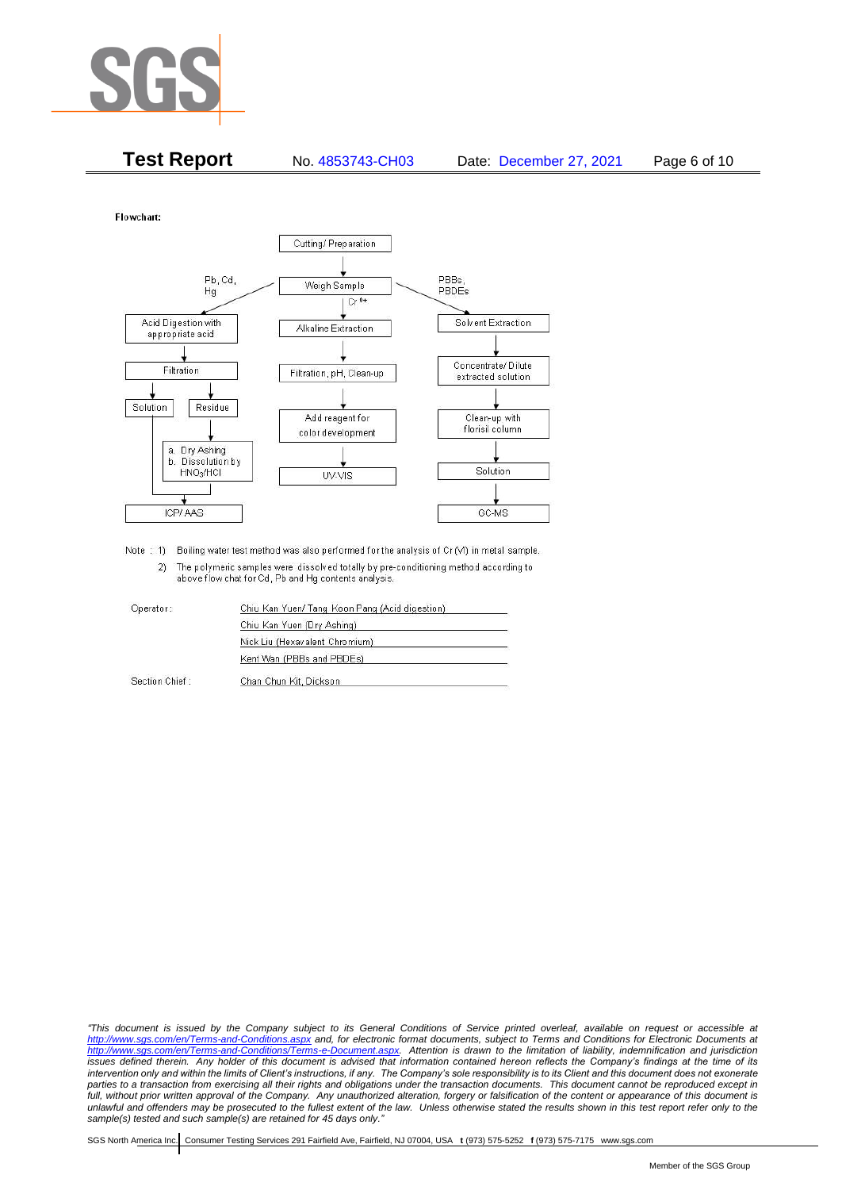# Test Report

No. 4853743-CH03 Date: December 27, 2021

**Flowchart:**

Cutting/ Preparation

Weigh Sample

Pb, Cd, Hg

Acid Digestion with appropriate acid

Filtration

Solution

Residue

a. Dry Ashing
b. Dissolution by $HNO_3$/HCl

ICP/ AAS

$Cr^{6+}$

Alkaline Extraction

Filtration, pH, Clean-up

Add reagent for color development

UV-VIS

PBBs, PBDEs

Solvent Extraction

Concentrate/ Dilute extracted solution

Clean-up with florisil column

Solution

GC-MS

Note : 1) Boiling water test method was also performed for the analysis of Cr (VI) in metal sample.
2) The polymeric samples were dissolved totally by pre-conditioning method according to above flow chat for Cd, Pb and Hg contents analysis.

| | |
|---|---|
| Operator: | Chiu Kan Yuen/ Tang Koon Pang (Acid digestion) |
| | Chiu Kan Yuen (Dry Ashing) |
| | Nick Liu (Hexavalent Chromium) |
| | Kent Wan (PBBs and PBDEs) |
| Section Chief : | Chan Chun Kit, Dickson |

*"This document is issued by the Company subject to its General Conditions of Service printed overleaf, available on request or accessible at http://www.sgs.com/en/Terms-and-Conditions.aspx and, for electronic format documents, subject to Terms and Conditions for Electronic Documents at http://www.sgs.com/en/Terms-and-Conditions/Terms-e-Document.aspx. Attention is drawn to the limitation of liability, indemnification and jurisdiction issues defined therein. Any holder of this document is advised that information contained hereon reflects the Company's findings at the time of its intervention only and within the limits of Client's instructions, if any. The Company's sole responsibility is to its Client and this document does not exonerate parties to a transaction from exercising all their rights and obligations under the transaction documents. This document cannot be reproduced except in full, without prior written approval of the Company. Any unauthorized alteration, forgery or falsification of the content or appearance of this document is unlawful and offenders may be prosecuted to the fullest extent of the law. Unless otherwise stated the results shown in this test report refer only to the sample(s) tested and such sample(s) are retained for 45 days only."*

SGS North America Inc. | Consumer Testing Services 291 Fairfield Ave, Fairfield, NJ 07004, USA **t** (973) 575-5252 **f** (973) 575-7175 www.sgs.com

Member of the SGS Group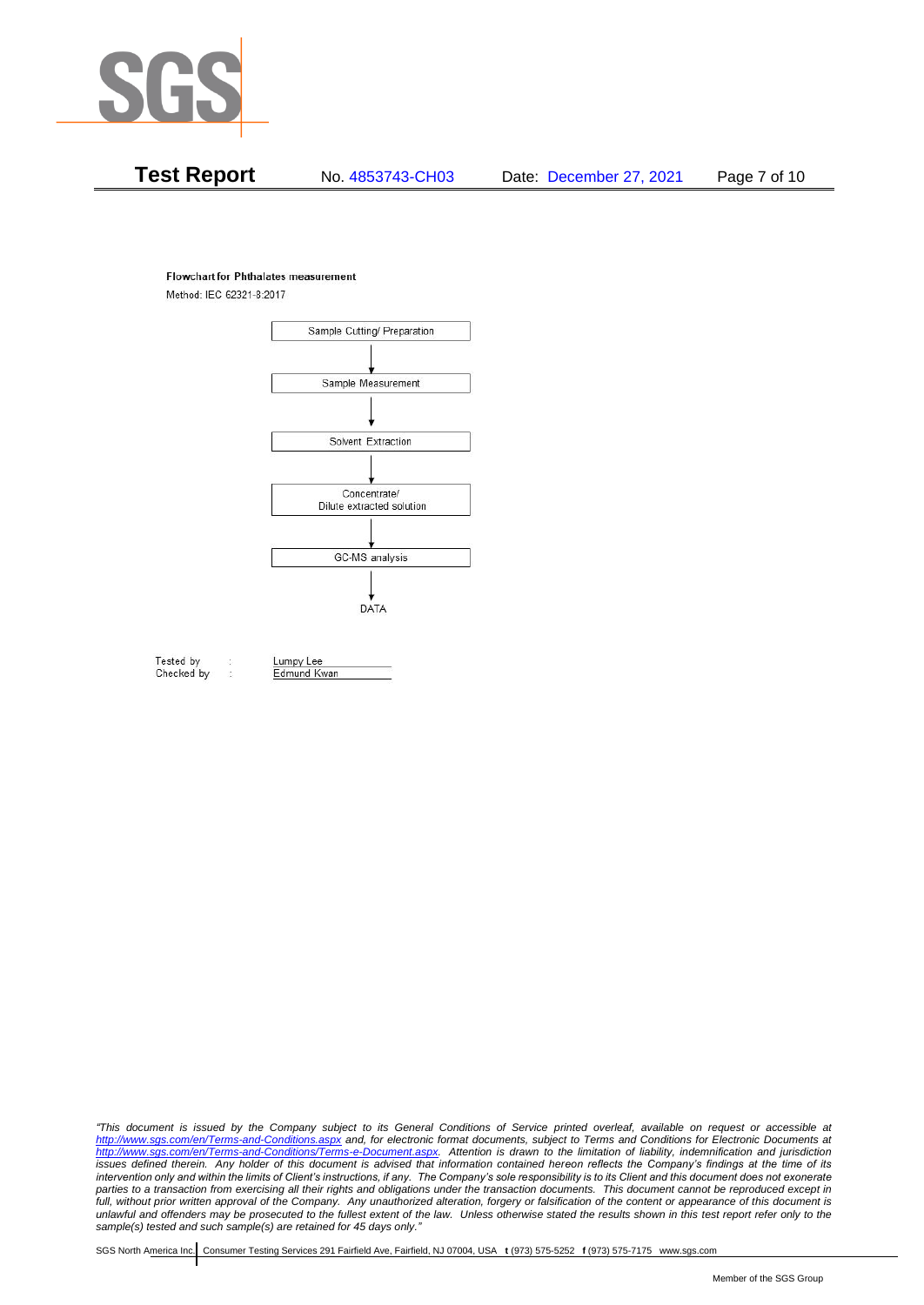**Flowchart for Phthalates measurement**

Method: IEC 62321-8:2017

Sample Cutting/ Preparation

↓

Sample Measurement

↓

Solvent Extraction

↓

Concentrate/
Dilute extracted solution

↓

GC-MS analysis

↓

DATA

Tested by : Lumpy Lee
Checked by : Edmund Kwan

*"This document is issued by the Company subject to its General Conditions of Service printed overleaf, available on request or accessible at http://www.sgs.com/en/Terms-and-Conditions.aspx and, for electronic format documents, subject to Terms and Conditions for Electronic Documents at http://www.sgs.com/en/Terms-and-Conditions/Terms-e-Document.aspx. Attention is drawn to the limitation of liability, indemnification and jurisdiction issues defined therein. Any holder of this document is advised that information contained hereon reflects the Company's findings at the time of its intervention only and within the limits of Client's instructions, if any. The Company's sole responsibility is to its Client and this document does not exonerate parties to a transaction from exercising all their rights and obligations under the transaction documents. This document cannot be reproduced except in full, without prior written approval of the Company. Any unauthorized alteration, forgery or falsification of the content or appearance of this document is unlawful and offenders may be prosecuted to the fullest extent of the law. Unless otherwise stated the results shown in this test report refer only to the sample(s) tested and such sample(s) are retained for 45 days only."*

SGS North America Inc. | Consumer Testing Services 291 Fairfield Ave, Fairfield, NJ 07004, USA **t** (973) 575-5252 **f** (973) 575-7175 www.sgs.com

Member of the SGS Group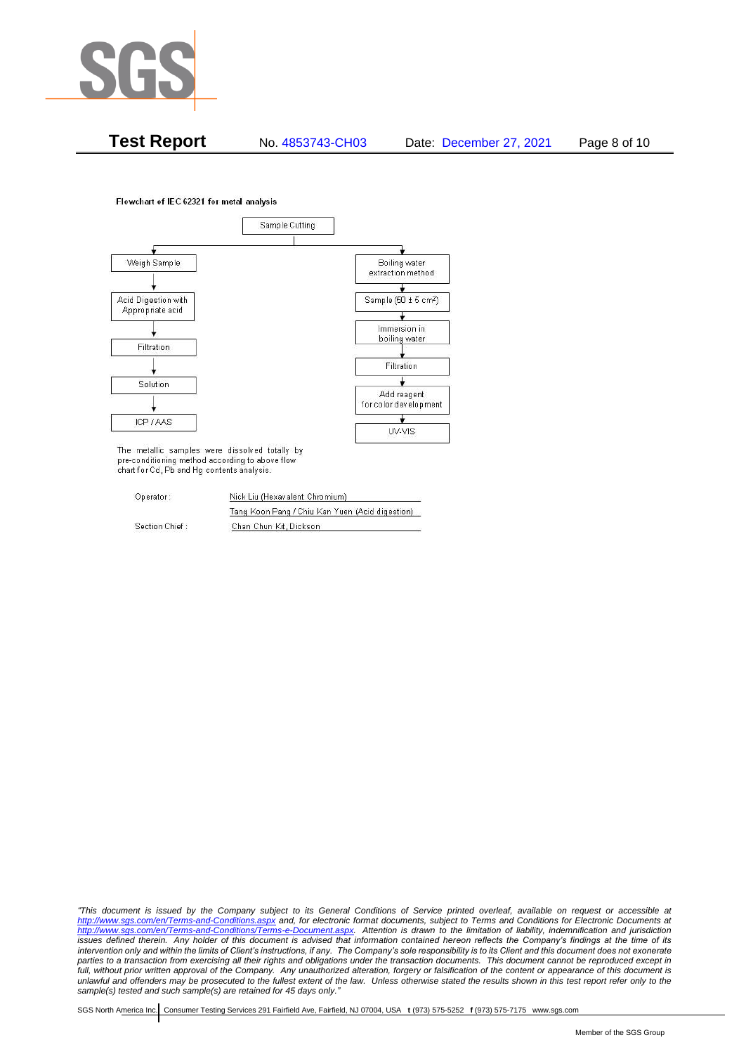Flowchart of IEC 62321 for metal analysis

Sample Cutting

Weigh Sample

Acid Digestion with Appropriate acid

Filtration

Solution

ICP / AAS

Boiling water extraction method

Sample (50 ± 5 cm²)

Immersion in boiling water

Filtration

Add reagent for color development

UV-VIS

The metallic samples were dissolved totally by pre-conditioning method according to above flow chart for Cd, Pb and Hg contents analysis.

| | |
|---|---|
| Operator: | Nick Liu (Hexavalent Chromium) |
| | Tang Koon Pang / Chiu Kan Yuen (Acid digestion) |
| Section Chief: | Chan Chun Kit, Dickson |

*"This document is issued by the Company subject to its General Conditions of Service printed overleaf, available on request or accessible at http://www.sgs.com/en/Terms-and-Conditions.aspx and, for electronic format documents, subject to Terms and Conditions for Electronic Documents at http://www.sgs.com/en/Terms-and-Conditions/Terms-e-Document.aspx. Attention is drawn to the limitation of liability, indemnification and jurisdiction issues defined therein. Any holder of this document is advised that information contained hereon reflects the Company's findings at the time of its intervention only and within the limits of Client's instructions, if any. The Company's sole responsibility is to its Client and this document does not exonerate parties to a transaction from exercising all their rights and obligations under the transaction documents. This document cannot be reproduced except in full, without prior written approval of the Company. Any unauthorized alteration, forgery or falsification of the content or appearance of this document is unlawful and offenders may be prosecuted to the fullest extent of the law. Unless otherwise stated the results shown in this test report refer only to the sample(s) tested and such sample(s) are retained for 45 days only."*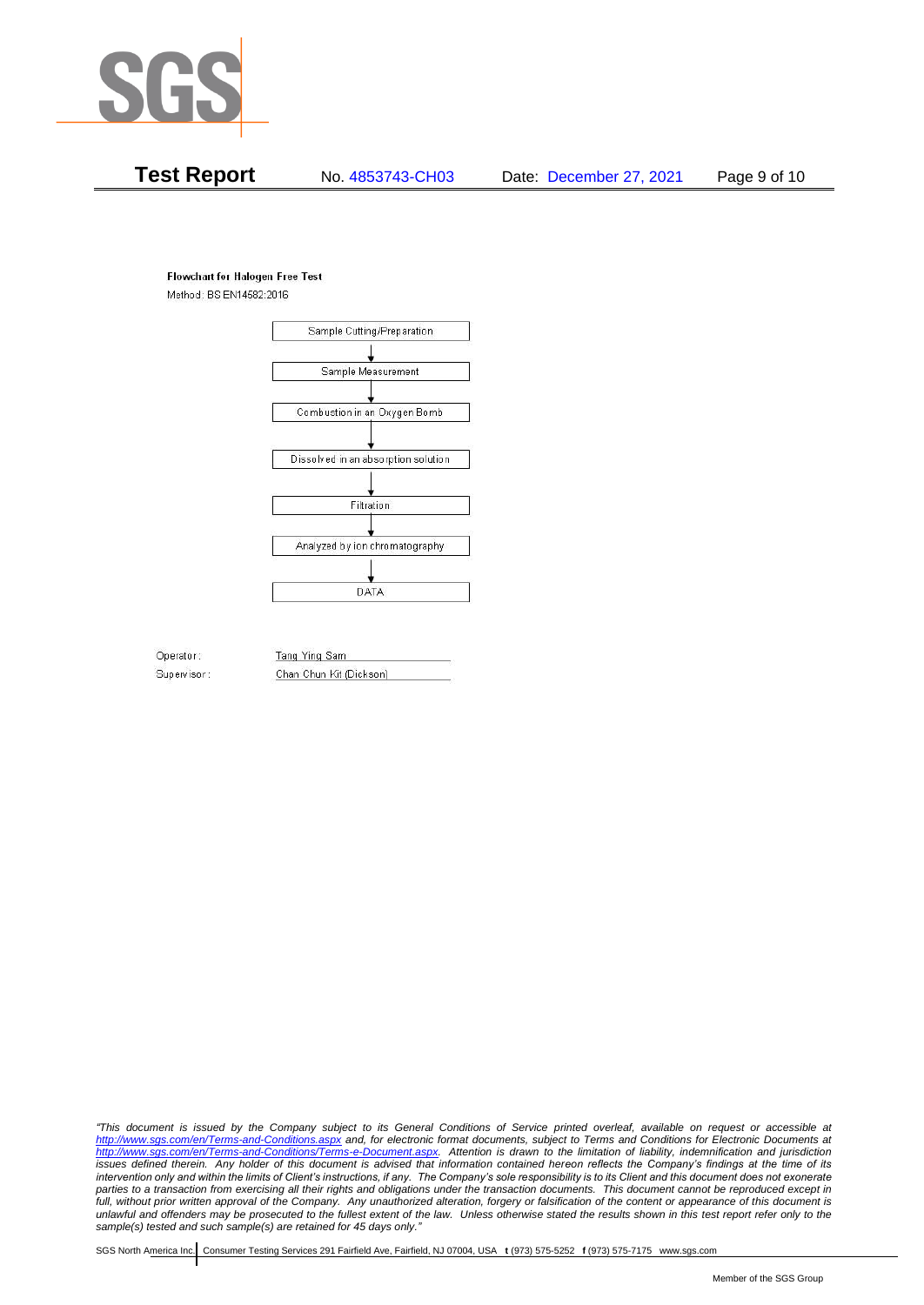**Flowchart for Halogen Free Test**

Method: BS EN14582:2016

Sample Cutting/Preparation

↓

Sample Measurement

↓

Combustion in an Oxygen Bomb

↓

Dissolved in an absorption solution

↓

Filtration

↓

Analyzed by ion chromatography

↓

DATA

Operator: Tang Ying Sam

Supervisor: Chan Chun Kit (Dickson)

*"This document is issued by the Company subject to its General Conditions of Service printed overleaf, available on request or accessible at http://www.sgs.com/en/Terms-and-Conditions.aspx and, for electronic format documents, subject to Terms and Conditions for Electronic Documents at http://www.sgs.com/en/Terms-and-Conditions/Terms-e-Document.aspx. Attention is drawn to the limitation of liability, indemnification and jurisdiction issues defined therein. Any holder of this document is advised that information contained hereon reflects the Company's findings at the time of its intervention only and within the limits of Client's instructions, if any. The Company's sole responsibility is to its Client and this document does not exonerate parties to a transaction from exercising all their rights and obligations under the transaction documents. This document cannot be reproduced except in full, without prior written approval of the Company. Any unauthorized alteration, forgery or falsification of the content or appearance of this document is unlawful and offenders may be prosecuted to the fullest extent of the law. Unless otherwise stated the results shown in this test report refer only to the sample(s) tested and such sample(s) are retained for 45 days only."*

SGS North America Inc. Consumer Testing Services 291 Fairfield Ave, Fairfield, NJ 07004, USA **t** (973) 575-5252 **f** (973) 575-7175 www.sgs.com

Member of the SGS Group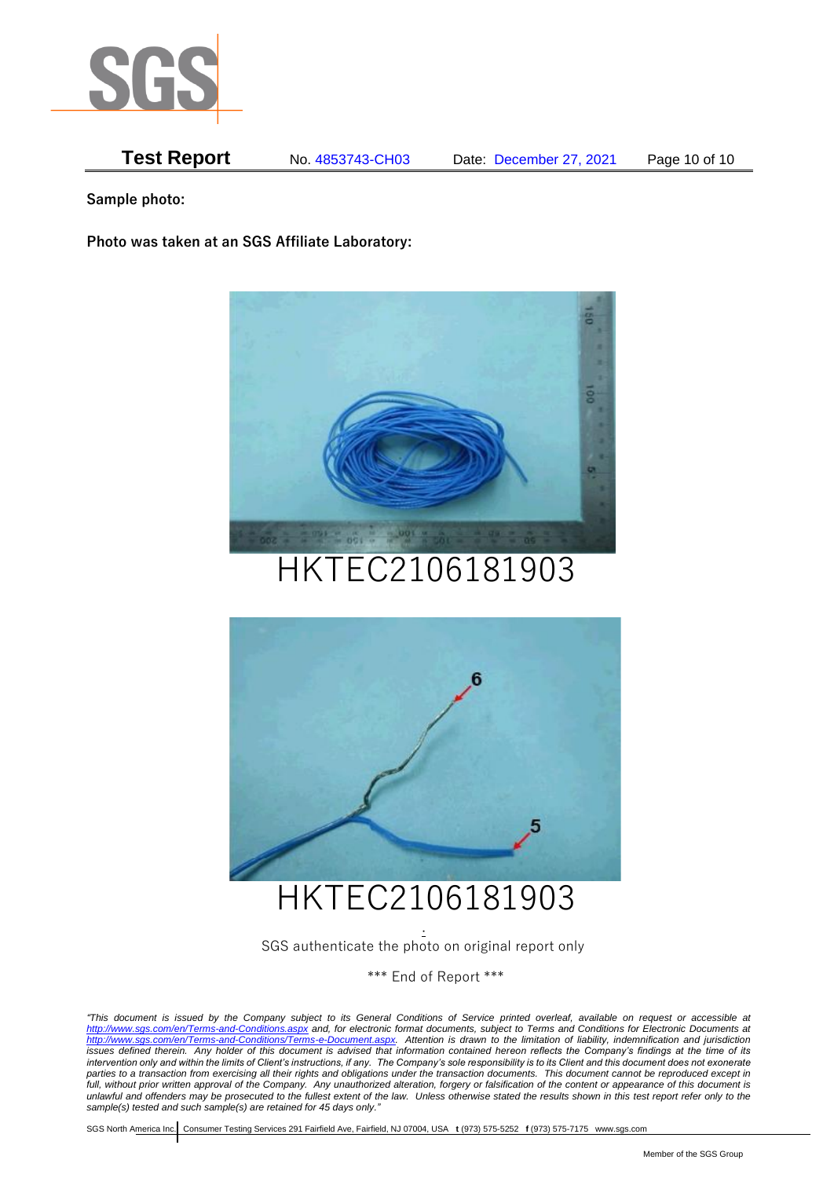**Sample photo:**

**Photo was taken at an SGS Affiliate Laboratory:**

HKTEC2106181903

HKTEC2106181903

SGS authenticate the photo on original report only

\*\*\* End of Report \*\*\*

*"This document is issued by the Company subject to its General Conditions of Service printed overleaf, available on request or accessible at http://www.sgs.com/en/Terms-and-Conditions.aspx and, for electronic format documents, subject to Terms and Conditions for Electronic Documents at http://www.sgs.com/en/Terms-and-Conditions/Terms-e-Document.aspx. Attention is drawn to the limitation of liability, indemnification and jurisdiction issues defined therein. Any holder of this document is advised that information contained hereon reflects the Company's findings at the time of its intervention only and within the limits of Client's instructions, if any. The Company's sole responsibility is to its Client and this document does not exonerate parties to a transaction from exercising all their rights and obligations under the transaction documents. This document cannot be reproduced except in full, without prior written approval of the Company. Any unauthorized alteration, forgery or falsification of the content or appearance of this document is unlawful and offenders may be prosecuted to the fullest extent of the law. Unless otherwise stated the results shown in this test report refer only to the sample(s) tested and such sample(s) are retained for 45 days only."*

SGS North America Inc. | Consumer Testing Services 291 Fairfield Ave, Fairfield, NJ 07004, USA **t** (973) 575-5252 **f** (973) 575-7175 www.sgs.com

Member of the SGS Group